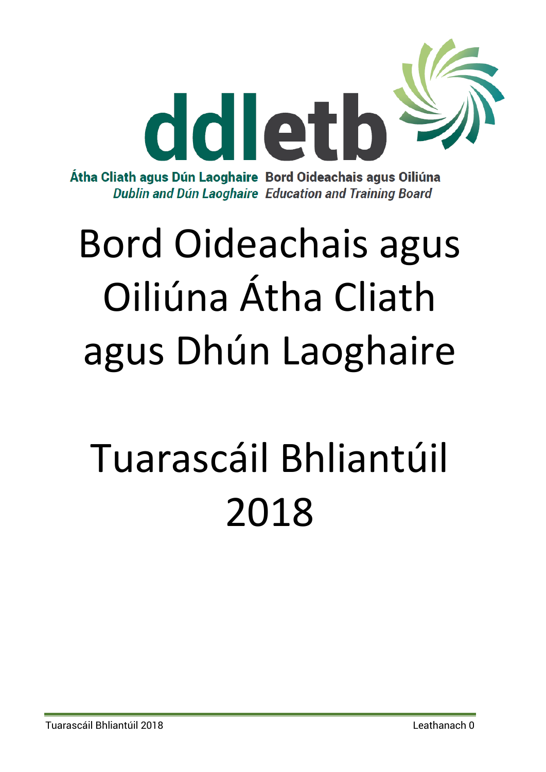ddletb

Átha Cliath agus Dún Laoghaire Bord Oideachais agus Oiliúna
*Dublin and Dún Laoghaire Education and Training Board*

# Bord Oideachais agus Oiliúna Átha Cliath agus Dhún Laoghaire

# Tuarascáil Bhliantúil 2018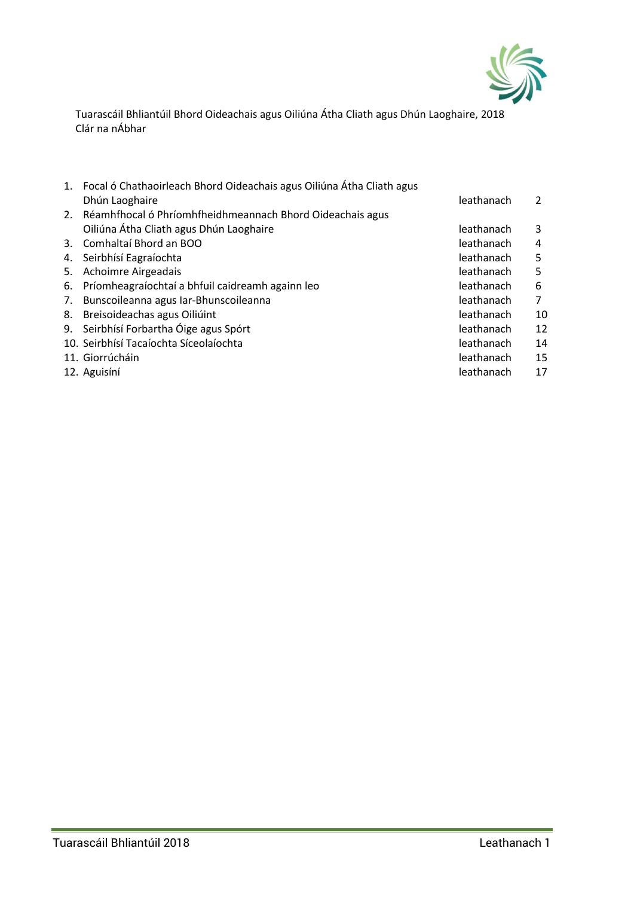Tuarascáil Bhliantúil Bhord Oideachais agus Oiliúna Átha Cliath agus Dhún Laoghaire, 2018
Clár na nÁbhar

| | | | |
|---|---|---|---|
| 1. | Focal ó Chathaoirleach Bhord Oideachais agus Oiliúna Átha Cliath agus Dhún Laoghaire | leathanach | 2 |
| 2. | Réamhfhocal ó Phríomhfheidhmeannach Bhord Oideachais agus Oiliúna Átha Cliath agus Dhún Laoghaire | leathanach | 3 |
| 3. | Comhaltaí Bhord an BOO | leathanach | 4 |
| 4. | Seirbhísí Eagraíochta | leathanach | 5 |
| 5. | Achoimre Airgeadais | leathanach | 5 |
| 6. | Príomheagraíochtaí a bhfuil caidreamh againn leo | leathanach | 6 |
| 7. | Bunscoileanna agus Iar-Bhunscoileanna | leathanach | 7 |
| 8. | Breisoideachas agus Oiliúint | leathanach | 10 |
| 9. | Seirbhísí Forbartha Óige agus Spórt | leathanach | 12 |
| 10. | Seirbhísí Tacaíochta Síceolaíochta | leathanach | 14 |
| 11. | Giorrúcháin | leathanach | 15 |
| 12. | Aguisíní | leathanach | 17 |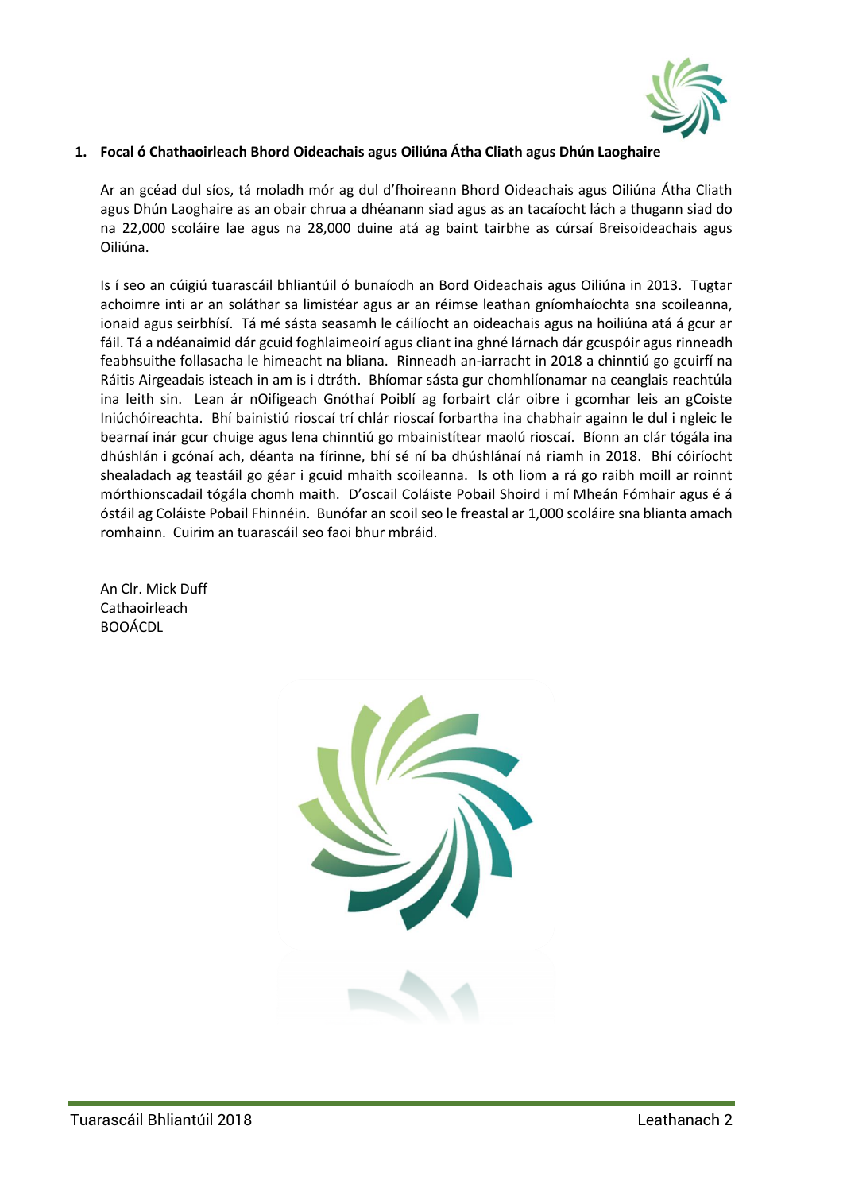## 1. Focal ó Chathaoirleach Bhord Oideachais agus Oiliúna Átha Cliath agus Dhún Laoghaire

Ar an gcéad dul síos, tá moladh mór ag dul d'fhoireann Bhord Oideachais agus Oiliúna Átha Cliath agus Dhún Laoghaire as an obair chrua a dhéanann siad agus as an tacaíocht lách a thugann siad do na 22,000 scoláire lae agus na 28,000 duine atá ag baint tairbhe as cúrsaí Breisoideachais agus Oiliúna.

Is í seo an cúigiú tuarascáil bhliantúil ó bunaíodh an Bord Oideachais agus Oiliúna in 2013. Tugtar achoimre inti ar an soláthar sa limistéar agus ar an réimse leathan gníomhaíochta sna scoileanna, ionaid agus seirbhísí. Tá mé sásta seasamh le cáilíocht an oideachais agus na hoiliúna atá á gcur ar fáil. Tá a ndéanaimid dár gcuid foghlaimeoirí agus cliant ina ghné lárnach dár gcuspóir agus rinneadh feabhsuithe follasacha le himeacht na bliana. Rinneadh an-iarracht in 2018 a chinntiú go gcuirfí na Ráitis Airgeadais isteach in am is i dtráth. Bhíomar sásta gur chomhlíonamar na ceanglais reachtúla ina leith sin. Lean ár nOifigeach Gnóthaí Poiblí ag forbairt clár oibre i gcomhar leis an gCoiste Iniúchóireachta. Bhí bainistiú rioscaí trí chlár rioscaí forbartha ina chabhair againn le dul i ngleic le bearnaí inár gcur chuige agus lena chinntiú go mbainistítear maolú rioscaí. Bíonn an clár tógála ina dhúshlán i gcónaí ach, déanta na fírinne, bhí sé ní ba dhúshlánaí ná riamh in 2018. Bhí cóiríocht shealadach ag teastáil go géar i gcuid mhaith scoileanna. Is oth liom a rá go raibh moill ar roinnt mórthionscadail tógála chomh maith. D'oscail Coláiste Pobail Shoird i mí Mheán Fómhair agus é á óstáil ag Coláiste Pobail Fhinnéin. Bunófar an scoil seo le freastal ar 1,000 scoláire sna blianta amach romhainn. Cuirim an tuarascáil seo faoi bhur mbráid.

An Clr. Mick Duff  
Cathaoirleach  
BOOÁCDL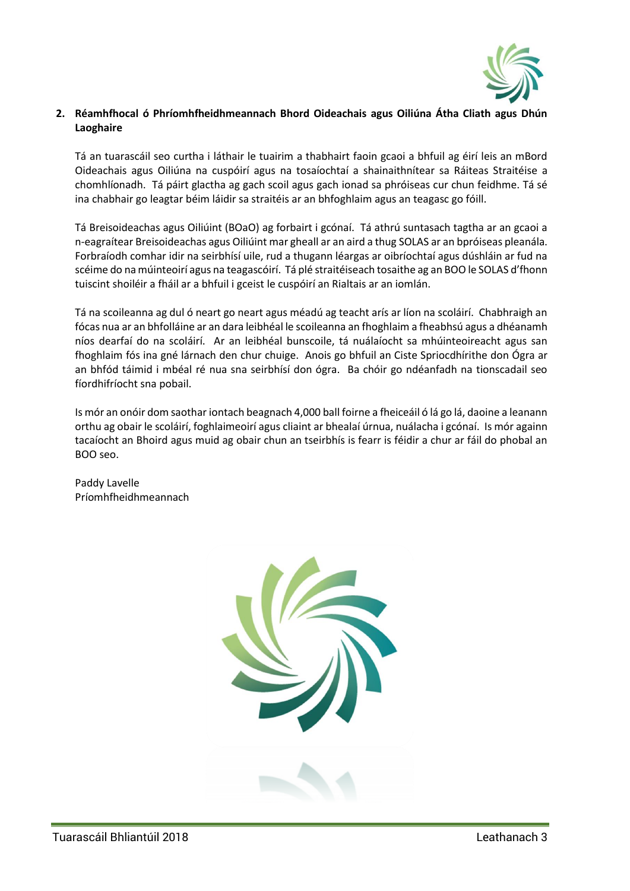## 2. Réamhfhocal ó Phríomhfheidhmeannach Bhord Oideachais agus Oiliúna Átha Cliath agus Dhún Laoghaire

Tá an tuarascáil seo curtha i láthair le tuairim a thabhairt faoin gcaoi a bhfuil ag éirí leis an mBord Oideachais agus Oiliúna na cuspóirí agus na tosaíochtaí a shainaithnítear sa Ráiteas Straitéise a chomhlíonadh. Tá páirt glactha ag gach scoil agus gach ionad sa phróiseas cur chun feidhme. Tá sé ina chabhair go leagtar béim láidir sa straitéis ar an bhfoghlaim agus an teagasc go fóill.

Tá Breisoideachas agus Oiliúint (BOaO) ag forbairt i gcónaí. Tá athrú suntasach tagtha ar an gcaoi a n-eagraítear Breisoideachas agus Oiliúint mar gheall ar an aird a thug SOLAS ar an bpróiseas pleanála. Forbraíodh comhar idir na seirbhísí uile, rud a thugann léargas ar oibríochtaí agus dúshláin ar fud na scéime do na múinteoirí agus na teagascóirí. Tá plé straitéiseach tosaithe ag an BOO le SOLAS d'fhonn tuiscint shoiléir a fháil ar a bhfuil i gceist le cuspóirí an Rialtais ar an iomlán.

Tá na scoileanna ag dul ó neart go neart agus méadú ag teacht arís ar líon na scoláirí. Chabhraigh an fócas nua ar an bhfolláine ar an dara leibhéal le scoileanna an fhoghlaim a fheabhsú agus a dhéanamh níos dearfaí do na scoláirí. Ar an leibhéal bunscoile, tá nuálaíocht sa mhúinteoireacht agus san fhoghlaim fós ina gné lárnach den chur chuige. Anois go bhfuil an Ciste Spriocdhírithe don Ógra ar an bhfód táimid i mbéal ré nua sna seirbhísí don ógra. Ba chóir go ndéanfadh na tionscadail seo fíordhifríocht sna pobail.

Is mór an onóir dom saothar iontach beagnach 4,000 ball foirne a fheiceáil ó lá go lá, daoine a leanann orthu ag obair le scoláirí, foghlaimeoirí agus cliaint ar bhealaí úrnua, nuálacha i gcónaí. Is mór againn tacaíocht an Bhoird agus muid ag obair chun an tseirbhís is fearr is féidir a chur ar fáil do phobal an BOO seo.

Paddy Lavelle
Príomhfheidhmeannach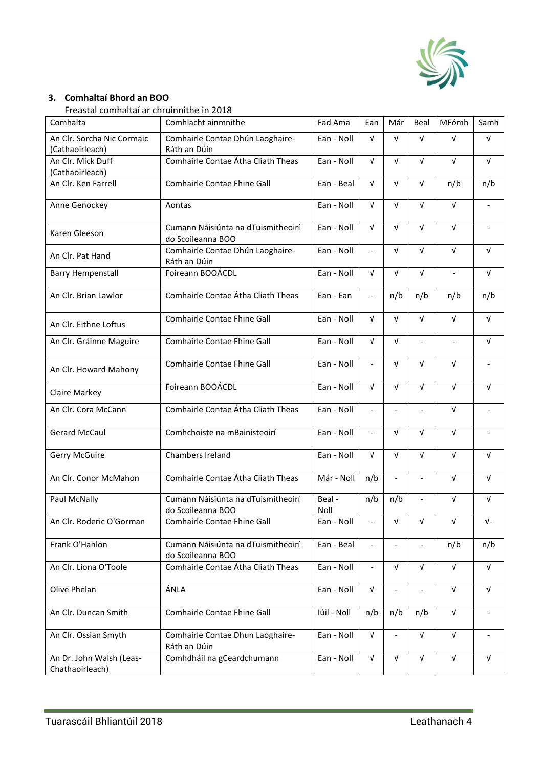### 3. Comhaltaí Bhord an BOO

Freastal comhaltaí ar chruinnithe in 2018

| Comhalta | Comhlacht ainmnithe | Fad Ama | Ean | Már | Beal | MFómh | Samh |
|---|---|---|---|---|---|---|---|
| An Clr. Sorcha Nic Cormaic (Cathaoirleach) | Comhairle Contae Dhún Laoghaire-Ráth an Dúin | Ean - Noll | √ | √ | √ | √ | √ |
| An Clr. Mick Duff (Cathaoirleach) | Comhairle Contae Átha Cliath Theas | Ean - Noll | √ | √ | √ | √ | √ |
| An Clr. Ken Farrell | Comhairle Contae Fhine Gall | Ean - Beal | √ | √ | √ | n/b | n/b |
| Anne Genockey | Aontas | Ean - Noll | √ | √ | √ | √ | - |
| Karen Gleeson | Cumann Náisiúnta na dTuismitheoirí do Scoileanna BOO | Ean - Noll | √ | √ | √ | √ | - |
| An Clr. Pat Hand | Comhairle Contae Dhún Laoghaire-Ráth an Dúin | Ean - Noll | - | √ | √ | √ | √ |
| Barry Hempenstall | Foireann BOOÁCDL | Ean - Noll | √ | √ | √ | - | √ |
| An Clr. Brian Lawlor | Comhairle Contae Átha Cliath Theas | Ean - Ean | - | n/b | n/b | n/b | n/b |
| An Clr. Eithne Loftus | Comhairle Contae Fhine Gall | Ean - Noll | √ | √ | √ | √ | √ |
| An Clr. Gráinne Maguire | Comhairle Contae Fhine Gall | Ean - Noll | √ | √ | - | - | √ |
| An Clr. Howard Mahony | Comhairle Contae Fhine Gall | Ean - Noll | - | √ | √ | √ | - |
| Claire Markey | Foireann BOOÁCDL | Ean - Noll | √ | √ | √ | √ | √ |
| An Clr. Cora McCann | Comhairle Contae Átha Cliath Theas | Ean - Noll | - | - | - | √ | - |
| Gerard McCaul | Comhchoiste na mBainisteoirí | Ean - Noll | - | √ | √ | √ | - |
| Gerry McGuire | Chambers Ireland | Ean - Noll | √ | √ | √ | √ | √ |
| An Clr. Conor McMahon | Comhairle Contae Átha Cliath Theas | Már - Noll | n/b | - | - | √ | √ |
| Paul McNally | Cumann Náisiúnta na dTuismitheoirí do Scoileanna BOO | Beal - Noll | n/b | n/b | - | √ | √ |
| An Clr. Roderic O'Gorman | Comhairle Contae Fhine Gall | Ean - Noll | - | √ | √ | √ | √- |
| Frank O'Hanlon | Cumann Náisiúnta na dTuismitheoirí do Scoileanna BOO | Ean - Beal | - | - | - | n/b | n/b |
| An Clr. Liona O'Toole | Comhairle Contae Átha Cliath Theas | Ean - Noll | - | √ | √ | √ | √ |
| Olive Phelan | ÁNLA | Ean - Noll | √ | - | - | √ | √ |
| An Clr. Duncan Smith | Comhairle Contae Fhine Gall | Iúil - Noll | n/b | n/b | n/b | √ | - |
| An Clr. Ossian Smyth | Comhairle Contae Dhún Laoghaire-Ráth an Dúin | Ean - Noll | √ | - | √ | √ | - |
| An Dr. John Walsh (Leas-Chathaoirleach) | Comhdháil na gCeardchumann | Ean - Noll | √ | √ | √ | √ | √ |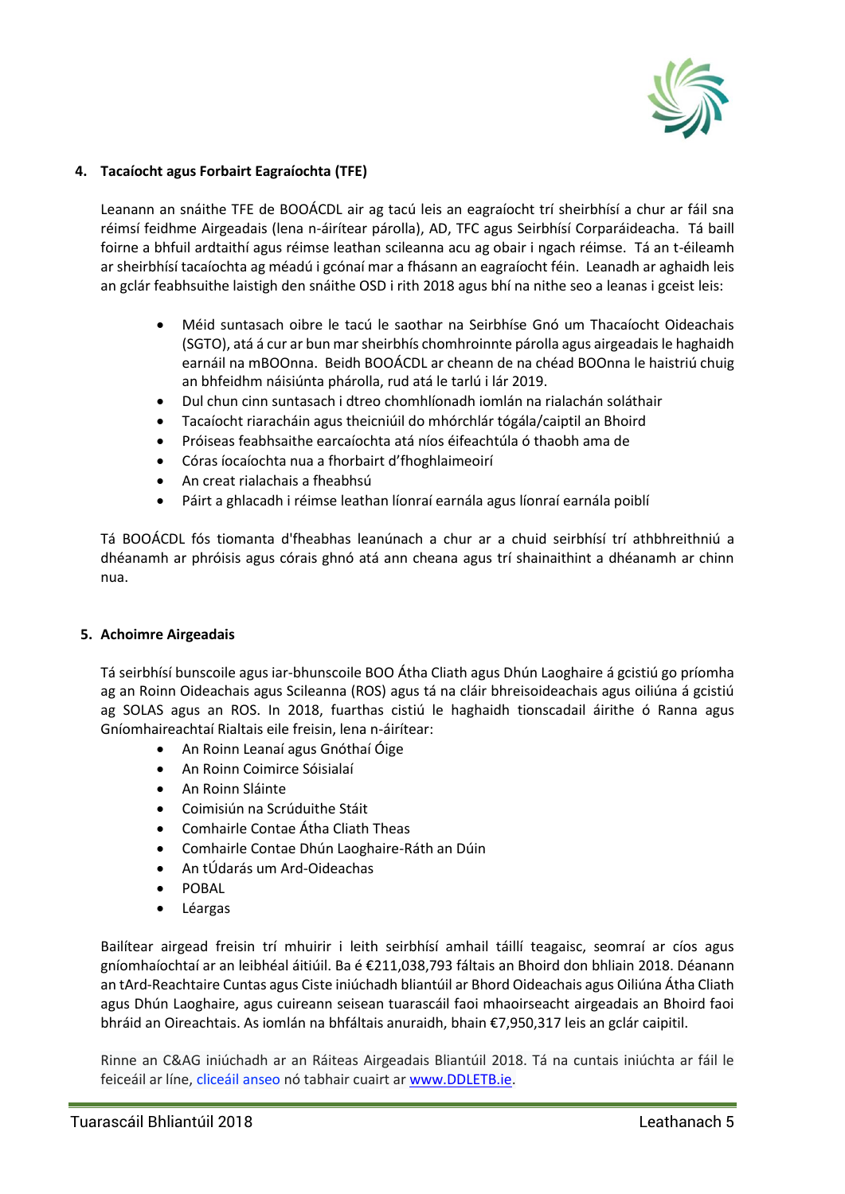## 4. Tacaíocht agus Forbairt Eagraíochta (TFE)

Leanann an snáithe TFE de BOOÁCDL air ag tacú leis an eagraíocht trí sheirbhísí a chur ar fáil sna réimsí feidhme Airgeadais (lena n-áirítear párolla), AD, TFC agus Seirbhísí Corparáideacha. Tá baill foirne a bhfuil ardtaithí agus réimse leathan scileanna acu ag obair i ngach réimse. Tá an t-éileamh ar sheirbhísí tacaíochta ag méadú i gcónaí mar a fhásann an eagraíocht féin. Leanadh ar aghaidh leis an gclár feabhsuithe laistigh den snáithe OSD i rith 2018 agus bhí na nithe seo a leanas i gceist leis:

- Méid suntasach oibre le tacú le saothar na Seirbhíse Gnó um Thacaíocht Oideachais (SGTO), atá á cur ar bun mar sheirbhís chomhroinnte párolla agus airgeadais le haghaidh earnáil na mBOOnna. Beidh BOOÁCDL ar cheann de na chéad BOOnna le haistriú chuig an bhfeidhm náisiúnta phárolla, rud atá le tarlú i lár 2019.
- Dul chun cinn suntasach i dtreo chomhlíonadh iomlán na rialachán soláthair
- Tacaíocht riaracháin agus theicniúil do mhórchlár tógála/caiptil an Bhoird
- Próiseas feabhsaithe earcaíochta atá níos éifeachtúla ó thaobh ama de
- Córas íocaíochta nua a fhorbairt d'fhoghlaimeoirí
- An creat rialachais a fheabhsú
- Páirt a ghlacadh i réimse leathan líonraí earnála agus líonraí earnála poiblí

Tá BOOÁCDL fós tiomanta d'fheabhas leanúnach a chur ar a chuid seirbhísí trí athbhreithniú a dhéanamh ar phróisis agus córais ghnó atá ann cheana agus trí shainaithint a dhéanamh ar chinn nua.

## 5. Achoimre Airgeadais

Tá seirbhísí bunscoile agus iar-bhunscoile BOO Átha Cliath agus Dhún Laoghaire á gcistiú go príomha ag an Roinn Oideachais agus Scileanna (ROS) agus tá na cláir bhreisoideachais agus oiliúna á gcistiú ag SOLAS agus an ROS. In 2018, fuarthas cistiú le haghaidh tionscadail áirithe ó Ranna agus Gníomhaireachtaí Rialtais eile freisin, lena n-áirítear:

- An Roinn Leanaí agus Gnóthaí Óige
- An Roinn Coimirce Sóisialaí
- An Roinn Sláinte
- Coimisiún na Scrúduithe Stáit
- Comhairle Contae Átha Cliath Theas
- Comhairle Contae Dhún Laoghaire-Ráth an Dúin
- An tÚdarás um Ard-Oideachas
- POBAL
- Léargas

Bailítear airgead freisin trí mhuirir i leith seirbhísí amhail táillí teagaisc, seomraí ar cíos agus gníomhaíochtaí ar an leibhéal áitiúil. Ba é €211,038,793 fáltais an Bhoird don bhliain 2018. Déanann an tArd-Reachtaire Cuntas agus Ciste iniúchadh bliantúil ar Bhord Oideachais agus Oiliúna Átha Cliath agus Dhún Laoghaire, agus cuireann seisean tuarascáil faoi mhaoirseacht airgeadais an Bhoird faoi bhráid an Oireachtais. As iomlán na bhfáltais anuraidh, bhain €7,950,317 leis an gclár caipitil.

Rinne an C&AG iniúchadh ar an Ráiteas Airgeadais Bliantúil 2018. Tá na cuntais iniúchta ar fáil le feiceáil ar líne, cliceáil anseo nó tabhair cuairt ar www.DDLETB.ie.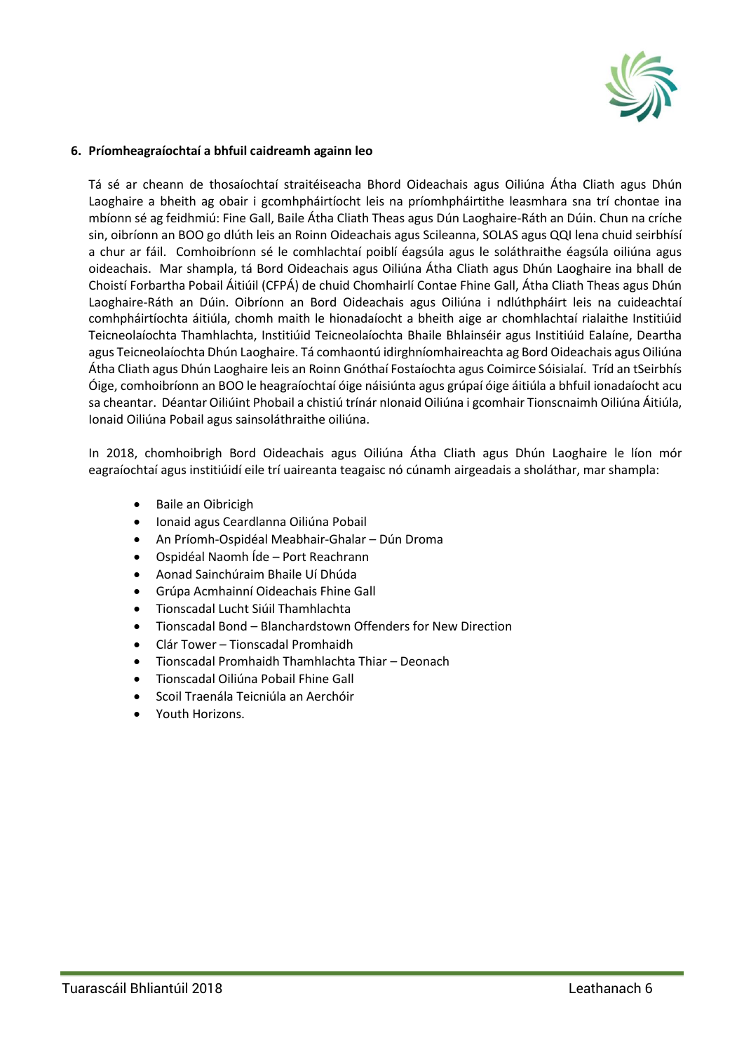## 6. Príomheagraíochtaí a bhfuil caidreamh againn leo

Tá sé ar cheann de thosaíochtaí straitéiseacha Bhord Oideachais agus Oiliúna Átha Cliath agus Dhún Laoghaire a bheith ag obair i gcomhpháirtíocht leis na príomhpháirtithe leasmhara sna trí chontae ina mbíonn sé ag feidhmiú: Fine Gall, Baile Átha Cliath Theas agus Dún Laoghaire-Ráth an Dúin. Chun na críche sin, oibríonn an BOO go dlúth leis an Roinn Oideachais agus Scileanna, SOLAS agus QQI lena chuid seirbhísí a chur ar fáil. Comhoibríonn sé le comhlachtaí poiblí éagsúla agus le soláthraithe éagsúla oiliúna agus oideachais. Mar shampla, tá Bord Oideachais agus Oiliúna Átha Cliath agus Dhún Laoghaire ina bhall de Choistí Forbartha Pobail Áitiúil (CFPÁ) de chuid Chomhairlí Contae Fhine Gall, Átha Cliath Theas agus Dhún Laoghaire-Ráth an Dúin. Oibríonn an Bord Oideachais agus Oiliúna i ndlúthpháirt leis na cuideachtaí comhpháirtíochta áitiúla, chomh maith le hionadaíocht a bheith aige ar chomhlachtaí rialaithe Institiúid Teicneolaíochta Thamhlachta, Institiúid Teicneolaíochta Bhaile Bhlainséir agus Institiúid Ealaíne, Deartha agus Teicneolaíochta Dhún Laoghaire. Tá comhaontú idirghníomhaireachta ag Bord Oideachais agus Oiliúna Átha Cliath agus Dhún Laoghaire leis an Roinn Gnóthaí Fostaíochta agus Coimirce Sóisialaí. Tríd an tSeirbhís Óige, comhoibríonn an BOO le heagraíochtaí óige náisiúnta agus grúpaí óige áitiúla a bhfuil ionadaíocht acu sa cheantar. Déantar Oiliúint Phobail a chistiú trínár nIonaid Oiliúna i gcomhair Tionscnaimh Oiliúna Áitiúla, Ionaid Oiliúna Pobail agus sainsoláthraithe oiliúna.

In 2018, chomhoibrigh Bord Oideachais agus Oiliúna Átha Cliath agus Dhún Laoghaire le líon mór eagraíochtaí agus institiúidí eile trí uaireanta teagaisc nó cúnamh airgeadais a sholáthar, mar shampla:

- Baile an Oibricigh
- Ionaid agus Ceardlanna Oiliúna Pobail
- An Príomh-Ospidéal Meabhair-Ghalar – Dún Droma
- Ospidéal Naomh Íde – Port Reachrann
- Aonad Sainchúraim Bhaile Uí Dhúda
- Grúpa Acmhainní Oideachais Fhine Gall
- Tionscadal Lucht Siúil Thamhlachta
- Tionscadal Bond – Blanchardstown Offenders for New Direction
- Clár Tower – Tionscadal Promhaidh
- Tionscadal Promhaidh Thamhlachta Thiar – Deonach
- Tionscadal Oiliúna Pobail Fhine Gall
- Scoil Traenála Teicniúla an Aerchóir
- Youth Horizons.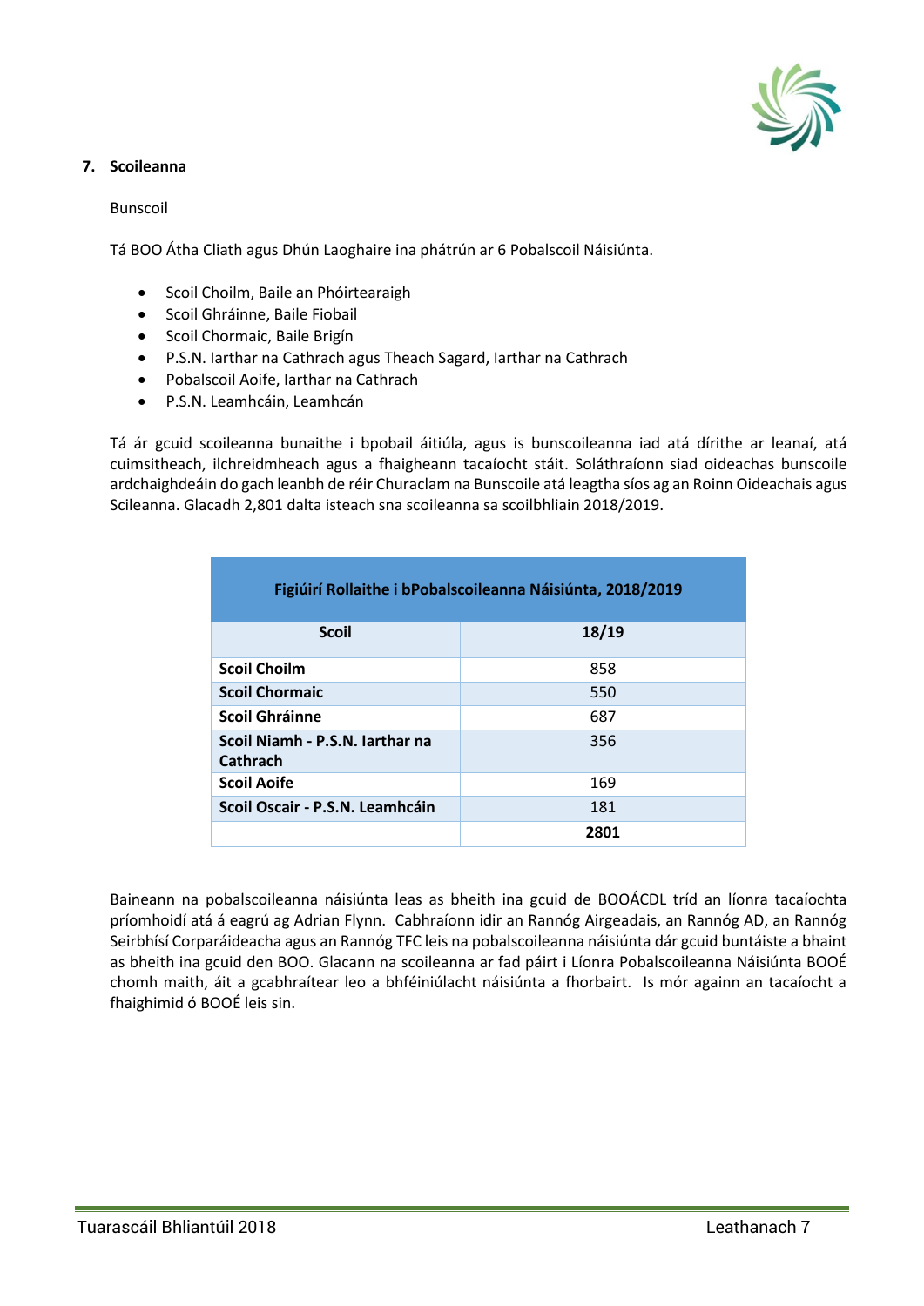## 7. Scoileanna

Bunscoil

Tá BOO Átha Cliath agus Dhún Laoghaire ina phátrún ar 6 Pobalscoil Náisiúnta.

- Scoil Choilm, Baile an Phóirtearaigh
- Scoil Ghráinne, Baile Fiobail
- Scoil Chormaic, Baile Brigín
- P.S.N. Iarthar na Cathrach agus Theach Sagard, Iarthar na Cathrach
- Pobalscoil Aoife, Iarthar na Cathrach
- P.S.N. Leamhcáin, Leamhcán

Tá ár gcuid scoileanna bunaithe i bpobail áitiúla, agus is bunscoileanna iad atá dírithe ar leanaí, atá cuimsitheach, ilchreidmheach agus a fhaigheann tacaíocht stáit. Soláthraíonn siad oideachas bunscoile ardchaighdeáin do gach leanbh de réir Churaclam na Bunscoile atá leagtha síos ag an Roinn Oideachais agus Scileanna. Glacadh 2,801 dalta isteach sna scoileanna sa scoilbhliain 2018/2019.

| Figiúirí Rollaithe i bPobalscoileanna Náisiúnta, 2018/2019 | |
|---|---|
| **Scoil** | **18/19** |
| **Scoil Choilm** | 858 |
| **Scoil Chormaic** | 550 |
| **Scoil Ghráinne** | 687 |
| **Scoil Niamh - P.S.N. Iarthar na Cathrach** | 356 |
| **Scoil Aoife** | 169 |
| **Scoil Oscair - P.S.N. Leamhcáin** | 181 |
| | **2801** |

Baineann na pobalscoileanna náisiúnta leas as bheith ina gcuid de BOOÁCDL tríd an líonra tacaíochta príomhoidí atá á eagrú ag Adrian Flynn. Cabhraíonn idir an Rannóg Airgeadais, an Rannóg AD, an Rannóg Seirbhísí Corparáideacha agus an Rannóg TFC leis na pobalscoileanna náisiúnta dár gcuid buntáiste a bhaint as bheith ina gcuid den BOO. Glacann na scoileanna ar fad páirt i Líonra Pobalscoileanna Náisiúnta BOOÉ chomh maith, áit a gcabhraítear leo a bhféiniúlacht náisiúnta a fhorbairt. Is mór againn an tacaíocht a fhaighimid ó BOOÉ leis sin.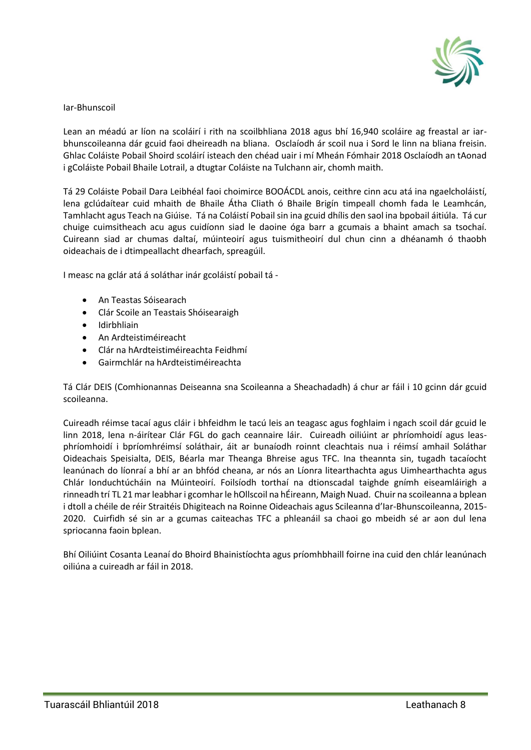## Iar-Bhunscoil

Lean an méadú ar líon na scoláirí i rith na scoilbhliana 2018 agus bhí 16,940 scoláire ag freastal ar iar-bhunscoileanna dár gcuid faoi dheireadh na bliana. Osclaíodh ár scoil nua i Sord le linn na bliana freisin. Ghlac Coláiste Pobail Shoird scoláirí isteach den chéad uair i mí Mheán Fómhair 2018 Osclaíodh an tAonad i gColáiste Pobail Bhaile Lotrail, a dtugtar Coláiste na Tulchann air, chomh maith.

Tá 29 Coláiste Pobail Dara Leibhéal faoi choimirce BOOÁCDL anois, ceithre cinn acu atá ina ngaelcholáistí, lena gclúdaítear cuid mhaith de Bhaile Átha Cliath ó Bhaile Brigín timpeall chomh fada le Leamhcán, Tamhlacht agus Teach na Giúise. Tá na Coláistí Pobail sin ina gcuid dhílis den saol ina bpobail áitiúla. Tá cur chuige cuimsitheach acu agus cuidíonn siad le daoine óga barr a gcumais a bhaint amach sa tsochaí. Cuireann siad ar chumas daltaí, múinteoirí agus tuismitheoirí dul chun cinn a dhéanamh ó thaobh oideachais de i dtimpeallacht dhearfach, spreagúil.

I measc na gclár atá á soláthar inár gcoláistí pobail tá -

- An Teastas Sóisearach
- Clár Scoile an Teastais Shóisearaigh
- Idirbhliain
- An Ardteistiméireacht
- Clár na hArdteistiméireachta Feidhmí
- Gairmchlár na hArdteistiméireachta

Tá Clár DEIS (Comhionannas Deiseanna sna Scoileanna a Sheachadadh) á chur ar fáil i 10 gcinn dár gcuid scoileanna.

Cuireadh réimse tacaí agus cláir i bhfeidhm le tacú leis an teagasc agus foghlaim i ngach scoil dár gcuid le linn 2018, lena n-áirítear Clár FGL do gach ceannaire láir. Cuireadh oiliúint ar phríomhoidí agus leas-phríomhoidí i bpríomhréimsí soláthair, áit ar bunaíodh roinnt cleachtais nua i réimsí amhail Soláthar Oideachais Speisialta, DEIS, Béarla mar Theanga Bhreise agus TFC. Ina theannta sin, tugadh tacaíocht leanúnach do líonraí a bhí ar an bhfód cheana, ar nós an Líonra litearthachta agus Uimhearthachta agus Chlár Ionduchtúcháin na Múinteoirí. Foilsíodh torthaí na dtionscadal taighde gnímh eiseamláirigh a rinneadh trí TL 21 mar leabhar i gcomhar le hOllscoil na hÉireann, Maigh Nuad. Chuir na scoileanna a bplean i dtoll a chéile de réir Straitéis Dhigiteach na Roinne Oideachais agus Scileanna d'Iar-Bhunscoileanna, 2015-2020. Cuirfidh sé sin ar a gcumas caiteachas TFC a phleanáil sa chaoi go mbeidh sé ar aon dul lena spriocanna faoin bplean.

Bhí Oiliúint Cosanta Leanaí do Bhoird Bhainistíochta agus príomhbhaill foirne ina cuid den chlár leanúnach oiliúna a cuireadh ar fáil in 2018.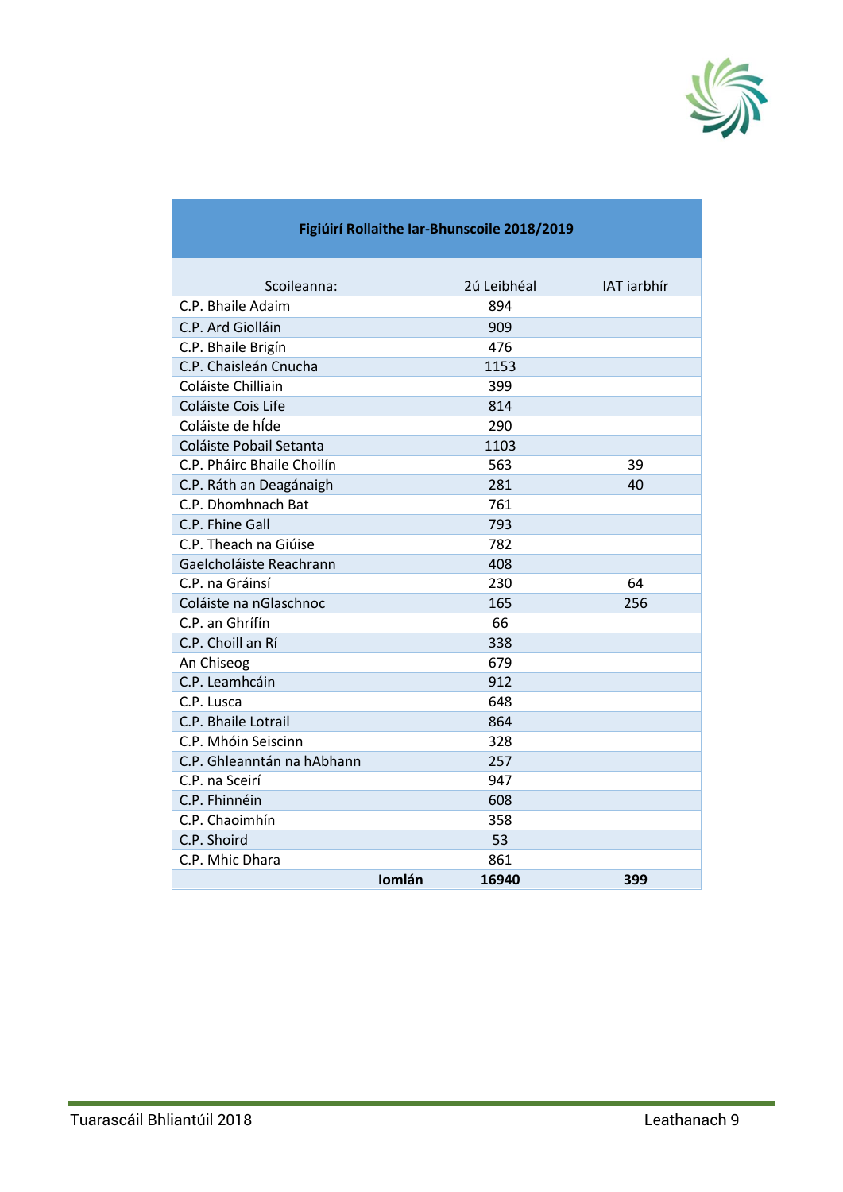| Figiúirí Rollaithe Iar-Bhunscoile 2018/2019 | | |
|---|---|---|
| Scoileanna: | 2ú Leibhéal | IAT iarbhír |
| C.P. Bhaile Adaim | 894 | |
| C.P. Ard Giolláin | 909 | |
| C.P. Bhaile Brigín | 476 | |
| C.P. Chaisleán Cnucha | 1153 | |
| Coláiste Chilliain | 399 | |
| Coláiste Cois Life | 814 | |
| Coláiste de hÍde | 290 | |
| Coláiste Pobail Setanta | 1103 | |
| C.P. Pháirc Bhaile Choilín | 563 | 39 |
| C.P. Ráth an Deagánaigh | 281 | 40 |
| C.P. Dhomhnach Bat | 761 | |
| C.P. Fhine Gall | 793 | |
| C.P. Theach na Giúise | 782 | |
| Gaelcholáiste Reachrann | 408 | |
| C.P. na Gráinsí | 230 | 64 |
| Coláiste na nGlaschnoc | 165 | 256 |
| C.P. an Ghrífín | 66 | |
| C.P. Choill an Rí | 338 | |
| An Chiseog | 679 | |
| C.P. Leamhcáin | 912 | |
| C.P. Lusca | 648 | |
| C.P. Bhaile Lotrail | 864 | |
| C.P. Mhóin Seiscinn | 328 | |
| C.P. Ghleanntán na hAbhann | 257 | |
| C.P. na Sceirí | 947 | |
| C.P. Fhinnéin | 608 | |
| C.P. Chaoimhín | 358 | |
| C.P. Shoird | 53 | |
| C.P. Mhic Dhara | 861 | |
| **Iomlán** | **16940** | **399** |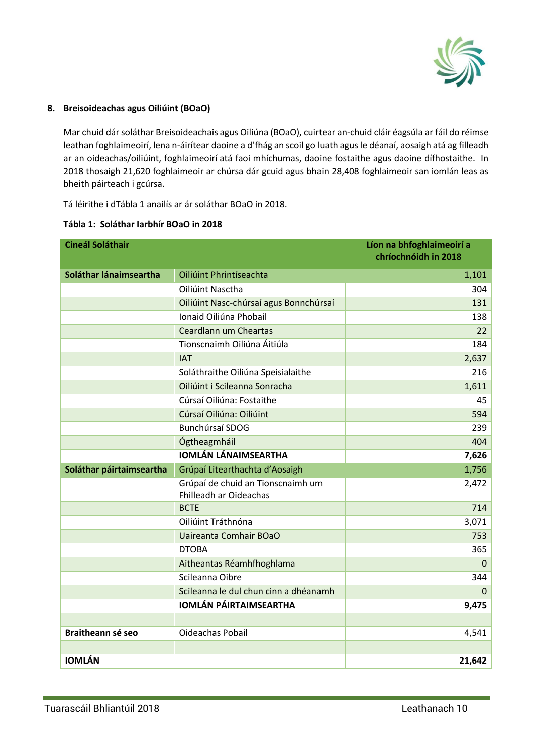## 8. Breisoideachas agus Oiliúint (BOaO)

Mar chuid dár soláthar Breisoideachais agus Oiliúna (BOaO), cuirtear an-chuid cláir éagsúla ar fáil do réimse leathan foghlaimeoirí, lena n-áirítear daoine a d'fhág an scoil go luath agus le déanaí, aosaigh atá ag filleadh ar an oideachas/oiliúint, foghlaimeoirí atá faoi mhíchumas, daoine fostaithe agus daoine dífhostaithe. In 2018 thosaigh 21,620 foghlaimeoir ar chúrsa dár gcuid agus bhain 28,408 foghlaimeoir san iomlán leas as bheith páirteach i gcúrsa.

Tá léirithe i dTábla 1 anailís ar ár soláthar BOaO in 2018.

**Tábla 1: Soláthar Iarbhír BOaO in 2018**

| Cineál Soláthair | | Líon na bhfoghlaimeoirí a chríochnóidh in 2018 |
|---|---|---|
| **Soláthar lánaimseartha** | Oiliúint Phrintíseachta | 1,101 |
| | Oiliúint Nasctha | 304 |
| | Oiliúint Nasc-chúrsaí agus Bonnchúrsaí | 131 |
| | Ionaid Oiliúna Phobail | 138 |
| | Ceardlann um Cheartas | 22 |
| | Tionscnaimh Oiliúna Áitiúla | 184 |
| | IAT | 2,637 |
| | Soláthraithe Oiliúna Speisialaithe | 216 |
| | Oiliúint i Scileanna Sonracha | 1,611 |
| | Cúrsaí Oiliúna: Fostaithe | 45 |
| | Cúrsaí Oiliúna: Oiliúint | 594 |
| | Bunchúrsaí SDOG | 239 |
| | Ógtheagmháil | 404 |
| | **IOMLÁN LÁNAIMSEARTHA** | **7,626** |
| **Soláthar páirtaimseartha** | Grúpaí Litearthachta d'Aosaigh | 1,756 |
| | Grúpaí de chuid an Tionscnaimh um Fhilleadh ar Oideachas | 2,472 |
| | BCTE | 714 |
| | Oiliúint Tráthnóna | 3,071 |
| | Uaireanta Comhair BOaO | 753 |
| | DTOBA | 365 |
| | Aitheantas Réamhfhoghlama | 0 |
| | Scileanna Oibre | 344 |
| | Scileanna le dul chun cinn a dhéanamh | 0 |
| | **IOMLÁN PÁIRTAIMSEARTHA** | **9,475** |
| | | |
| **Braitheann sé seo** | Oideachas Pobail | 4,541 |
| | | |
| **IOMLÁN** | | **21,642** |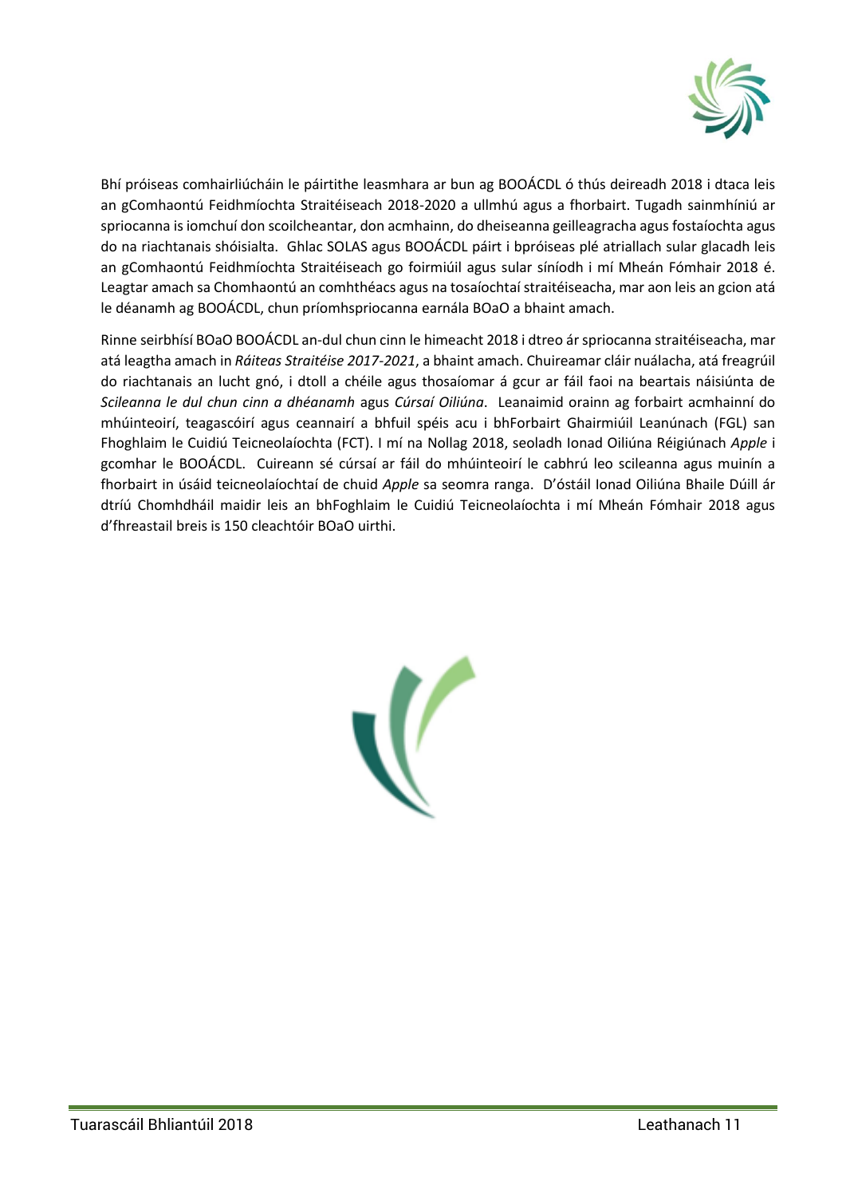Bhí próiseas comhairliúcháin le páirtithe leasmhara ar bun ag BOOÁCDL ó thús deireadh 2018 i dtaca leis an gComhaontú Feidhmíochta Straitéiseach 2018-2020 a ullmhú agus a fhorbairt. Tugadh sainmhíniú ar spriocanna is iomchuí don scoilcheantar, don acmhainn, do dheiseanna geilleagracha agus fostaíochta agus do na riachtanais shóisialta. Ghlac SOLAS agus BOOÁCDL páirt i bpróiseas plé atriallach sular glacadh leis an gComhaontú Feidhmíochta Straitéiseach go foirmiúil agus sular síníodh i mí Mheán Fómhair 2018 é. Leagtar amach sa Chomhaontú an comhthéacs agus na tosaíochtaí straitéiseacha, mar aon leis an gcion atá le déanamh ag BOOÁCDL, chun príomhspriocanna earnála BOaO a bhaint amach.

Rinne seirbhísí BOaO BOOÁCDL an-dul chun cinn le himeacht 2018 i dtreo ár spriocanna straitéiseacha, mar atá leagtha amach in *Ráiteas Straitéise 2017-2021*, a bhaint amach. Chuireamar cláir nuálacha, atá freagrúil do riachtanais an lucht gnó, i dtoll a chéile agus thosaíomar á gcur ar fáil faoi na beartais náisiúnta de *Scileanna le dul chun cinn a dhéanamh* agus *Cúrsaí Oiliúna*. Leanaimid orainn ag forbairt acmhainní do mhúinteoirí, teagascóirí agus ceannairí a bhfuil spéis acu i bhForbairt Ghairmiúil Leanúnach (FGL) san Fhoghlaim le Cuidiú Teicneolaíochta (FCT). I mí na Nollag 2018, seoladh Ionad Oiliúna Réigiúnach *Apple* i gcomhar le BOOÁCDL. Cuireann sé cúrsaí ar fáil do mhúinteoirí le cabhrú leo scileanna agus muinín a fhorbairt in úsáid teicneolaíochtaí de chuid *Apple* sa seomra ranga. D'óstáil Ionad Oiliúna Bhaile Dúill ár dtríú Chomhdháil maidir leis an bhFoghlaim le Cuidiú Teicneolaíochta i mí Mheán Fómhair 2018 agus d'fhreastail breis is 150 cleachtóir BOaO uirthi.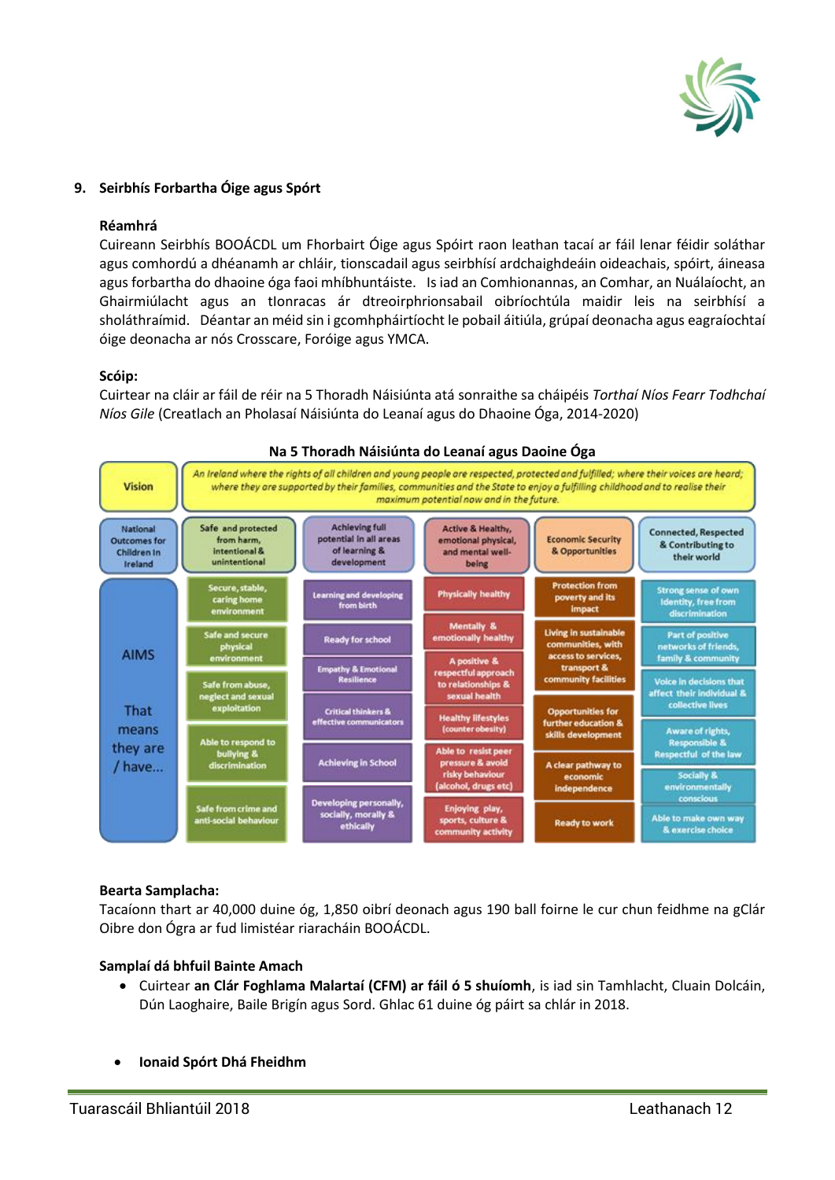## 9. Seirbhís Forbartha Óige agus Spórt

**Réamhrá**

Cuireann Seirbhís BOOÁCDL um Fhorbairt Óige agus Spóirt raon leathan tacaí ar fáil lenar féidir soláthar agus comhordú a dhéanamh ar chláir, tionscadail agus seirbhísí ardchaighdeáin oideachais, spóirt, áineasa agus forbartha do dhaoine óga faoi mhíbhuntáiste. Is iad an Comhionannas, an Comhar, an Nuálaíocht, an Ghairmiúlacht agus an tIonracas ár dtreoirphrionsabail oibríochtúla maidir leis na seirbhísí a sholáthraímid. Déantar an méid sin i gcomhpháirtíocht le pobail áitiúla, grúpaí deonacha agus eagraíochtaí óige deonacha ar nós Crosscare, Foróige agus YMCA.

**Scóip:**

Cuirtear na cláir ar fáil de réir na 5 Thoradh Náisiúnta atá sonraithe sa cháipéis *Torthaí Níos Fearr Todhchaí Níos Gile* (Creatlach an Pholasaí Náisiúnta do Leanaí agus do Dhaoine Óga, 2014-2020)

**Na 5 Thoradh Náisiúnta do Leanaí agus Daoine Óga**

| Vision | *An Ireland where the rights of all children and young people are respected, protected and fulfilled; where their voices are heard; where they are supported by their families, communities and the State to enjoy a fulfilling childhood and to realise their maximum potential now and in the future.* | | | | |
|---|---|---|---|---|---|
| National Outcomes for Children in Ireland | Safe and protected from harm, intentional & unintentional | Achieving full potential in all areas of learning & development | Active & Healthy, emotional physical, and mental well-being | Economic Security & Opportunities | Connected, Respected & Contributing to their world |
| AIMS That means they are / have... | Secure, stable, caring home environment | Learning and developing from birth | Physically healthy | Protection from poverty and its impact | Strong sense of own identity, free from discrimination |
| | Safe and secure physical environment | Ready for school | Mentally & emotionally healthy | Living in sustainable communities, with access to services, transport & community facilities | Part of positive networks of friends, family & community |
| | Safe from abuse, neglect and sexual exploitation | Empathy & Emotional Resilience | A positive & respectful approach to relationships & sexual health | | Voice in decisions that affect their individual & collective lives |
| | Able to respond to bullying & discrimination | Critical thinkers & effective communicators | Healthy lifestyles (counter obesity) | Opportunities for further education & skills development | Aware of rights, Responsible & Respectful of the law |
| | | Achieving in School | Able to resist peer pressure & avoid risky behaviour (alcohol, drugs etc) | A clear pathway to economic independence | Socially & environmentally conscious |
| | Safe from crime and anti-social behaviour | Developing personally, socially, morally & ethically | Enjoying play, sports, culture & community activity | Ready to work | Able to make own way & exercise choice |

**Bearta Samplacha:**

Tacaíonn thart ar 40,000 duine óg, 1,850 oibrí deonach agus 190 ball foirne le cur chun feidhme na gClár Oibre don Ógra ar fud limistéar riaracháin BOOÁCDL.

**Samplaí dá bhfuil Bainte Amach**

- Cuirtear **an Clár Foghlama Malartaí (CFM) ar fáil ó 5 shuíomh**, is iad sin Tamhlacht, Cluain Dolcáin, Dún Laoghaire, Baile Brigín agus Sord. Ghlac 61 duine óg páirt sa chlár in 2018.

- **Ionaid Spórt Dhá Fheidhm**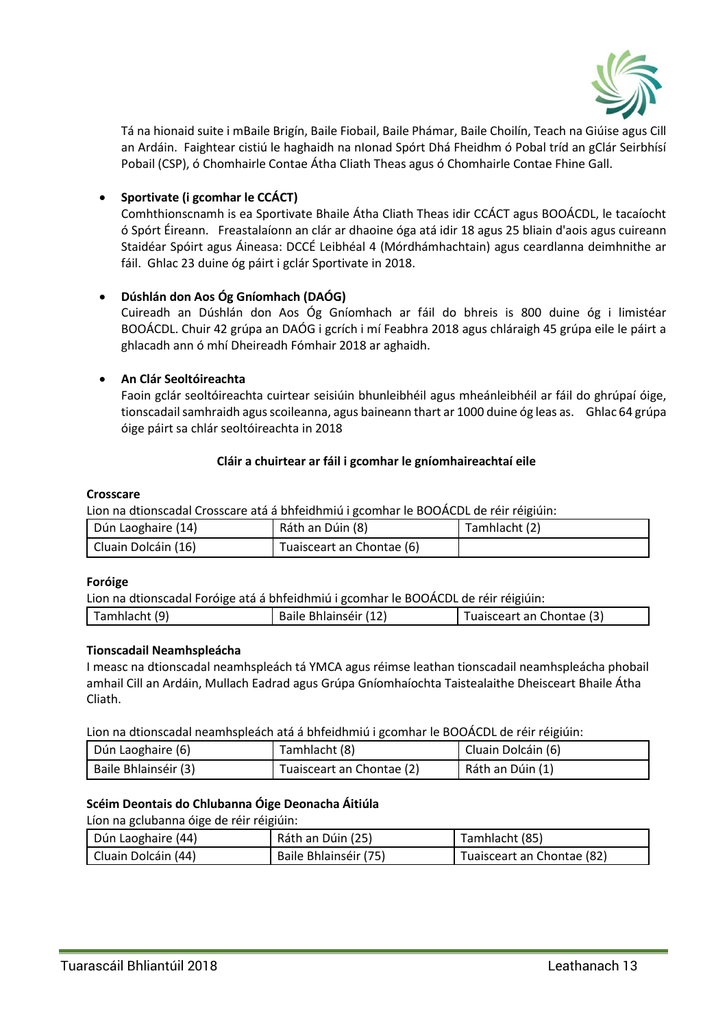Tá na hionaid suite i mBaile Brigín, Baile Fiobail, Baile Phámar, Baile Choilín, Teach na Giúise agus Cill an Ardáin. Faightear cistiú le haghaidh na nIonad Spórt Dhá Fheidhm ó Pobal tríd an gClár Seirbhísí Pobail (CSP), ó Chomhairle Contae Átha Cliath Theas agus ó Chomhairle Contae Fhine Gall.

- **Sportivate (i gcomhar le CCÁCT)**
  Comhthionscnamh is ea Sportivate Bhaile Átha Cliath Theas idir CCÁCT agus BOOÁCDL, le tacaíocht ó Spórt Éireann. Freastalaíonn an clár ar dhaoine óga atá idir 18 agus 25 bliain d'aois agus cuireann Staidéar Spóirt agus Áineasa: DCCÉ Leibhéal 4 (Mórdhámhachtain) agus ceardlanna deimhnithe ar fáil. Ghlac 23 duine óg páirt i gclár Sportivate in 2018.

- **Dúshlán don Aos Óg Gníomhach (DAÓG)**
  Cuireadh an Dúshlán don Aos Óg Gníomhach ar fáil do bhreis is 800 duine óg i limistéar BOOÁCDL. Chuir 42 grúpa an DAÓG i gcrích i mí Feabhra 2018 agus chláraigh 45 grúpa eile le páirt a ghlacadh ann ó mhí Dheireadh Fómhair 2018 ar aghaidh.

- **An Clár Seoltóireachta**
  Faoin gclár seoltóireachta cuirtear seisiúin bhunleibhéil agus mheánleibhéil ar fáil do ghrúpaí óige, tionscadail samhraidh agus scoileanna, agus baineann thart ar 1000 duine óg leas as. Ghlac 64 grúpa óige páirt sa chlár seoltóireachta in 2018

**Cláir a chuirtear ar fáil i gcomhar le gníomhaireachtaí eile**

**Crosscare**

Lion na dtionscadal Crosscare atá á bhfeidhmiú i gcomhar le BOOÁCDL de réir réigiúin:

| Dún Laoghaire (14) | Ráth an Dúin (8) | Tamhlacht (2) |
|---|---|---|
| Cluain Dolcáin (16) | Tuaisceart an Chontae (6) | |

**Foróige**

Lion na dtionscadal Foróige atá á bhfeidhmiú i gcomhar le BOOÁCDL de réir réigiúin:

| Tamhlacht (9) | Baile Bhlainséir (12) | Tuaisceart an Chontae (3) |
|---|---|---|

**Tionscadail Neamhspleácha**

I measc na dtionscadal neamhspleách tá YMCA agus réimse leathan tionscadail neamhspleácha phobail amhail Cill an Ardáin, Mullach Eadrad agus Grúpa Gníomhaíochta Taistealaithe Dheisceart Bhaile Átha Cliath.

Lion na dtionscadal neamhspleách atá á bhfeidhmiú i gcomhar le BOOÁCDL de réir réigiúin:

| Dún Laoghaire (6) | Tamhlacht (8) | Cluain Dolcáin (6) |
|---|---|---|
| Baile Bhlainséir (3) | Tuaisceart an Chontae (2) | Ráth an Dúin (1) |

**Scéim Deontais do Chlubanna Óige Deonacha Áitiúla**

Líon na gclubanna óige de réir réigiúin:

| Dún Laoghaire (44) | Ráth an Dúin (25) | Tamhlacht (85) |
|---|---|---|
| Cluain Dolcáin (44) | Baile Bhlainséir (75) | Tuaisceart an Chontae (82) |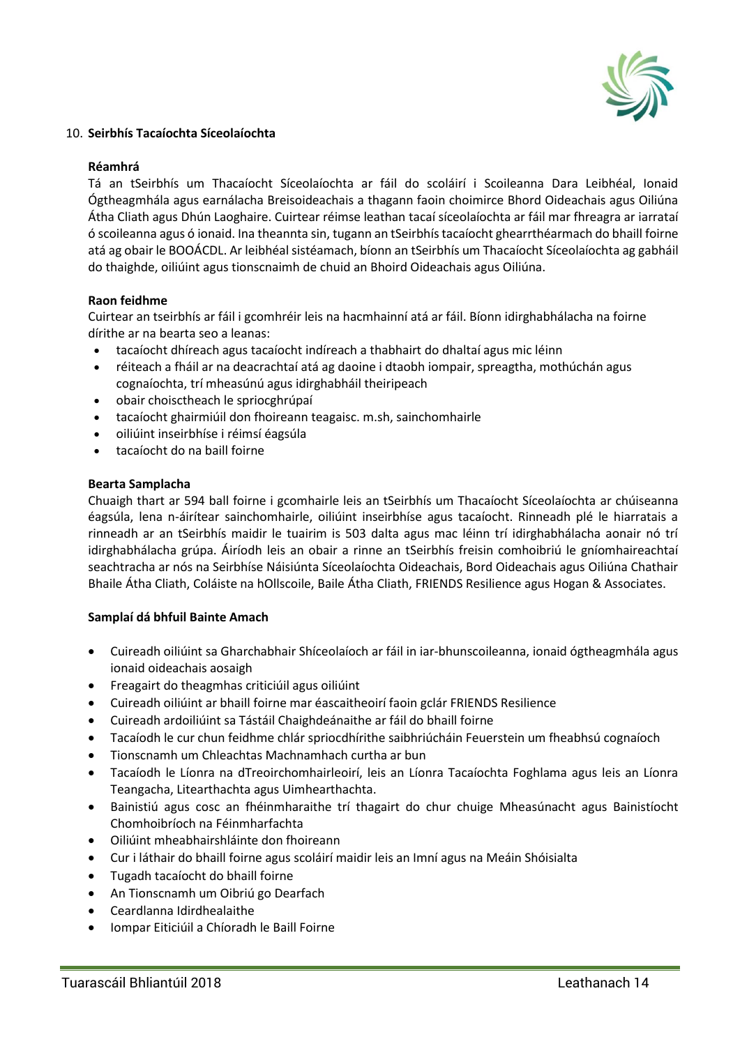## 10. Seirbhís Tacaíochta Síceolaíochta

### Réamhrá

Tá an tSeirbhís um Thacaíocht Síceolaíochta ar fáil do scoláirí i Scoileanna Dara Leibhéal, Ionaid Ógtheagmhála agus earnálacha Breisoideachais a thagann faoin choimirce Bhord Oideachais agus Oiliúna Átha Cliath agus Dhún Laoghaire. Cuirtear réimse leathan tacaí síceolaíochta ar fáil mar fhreagra ar iarrataí ó scoileanna agus ó ionaid. Ina theannta sin, tugann an tSeirbhís tacaíocht ghearrthéarmach do bhaill foirne atá ag obair le BOOÁCDL. Ar leibhéal sistéamach, bíonn an tSeirbhís um Thacaíocht Síceolaíochta ag gabháil do thaighde, oiliúint agus tionscnaimh de chuid an Bhoird Oideachais agus Oiliúna.

### Raon feidhme

Cuirtear an tseirbhís ar fáil i gcomhréir leis na hacmhainní atá ar fáil. Bíonn idirghabhálacha na foirne dírithe ar na bearta seo a leanas:

- tacaíocht dhíreach agus tacaíocht indíreach a thabhairt do dhaltaí agus mic léinn
- réiteach a fháil ar na deacrachtaí atá ag daoine i dtaobh iompair, spreagtha, mothúchán agus cognaíochta, trí mheasúnú agus idirghabháil theiripeach
- obair choisctheach le spriocghrúpaí
- tacaíocht ghairmiúil don fhoireann teagaisc. m.sh, sainchomhairle
- oiliúint inseirbhíse i réimsí éagsúla
- tacaíocht do na baill foirne

### Bearta Samplacha

Chuaigh thart ar 594 ball foirne i gcomhairle leis an tSeirbhís um Thacaíocht Síceolaíochta ar chúiseanna éagsúla, lena n-áirítear sainchomhairle, oiliúint inseirbhíse agus tacaíocht. Rinneadh plé le hiarratais a rinneadh ar an tSeirbhís maidir le tuairim is 503 dalta agus mac léinn trí idirghabhálacha aonair nó trí idirghabhálacha grúpa. Áiríodh leis an obair a rinne an tSeirbhís freisin comhoibriú le gníomhaireachtaí seachtracha ar nós na Seirbhíse Náisiúnta Síceolaíochta Oideachais, Bord Oideachais agus Oiliúna Chathair Bhaile Átha Cliath, Coláiste na hOllscoile, Baile Átha Cliath, FRIENDS Resilience agus Hogan & Associates.

### Samplaí dá bhfuil Bainte Amach

- Cuireadh oiliúint sa Gharchabhair Shíceolaíoch ar fáil in iar-bhunscoileanna, ionaid ógtheagmhála agus ionaid oideachais aosaigh
- Freagairt do theagmhas criticiúil agus oiliúint
- Cuireadh oiliúint ar bhaill foirne mar éascaitheoirí faoin gclár FRIENDS Resilience
- Cuireadh ardoiliúint sa Tástáil Chaighdeánaithe ar fáil do bhaill foirne
- Tacaíodh le cur chun feidhme chlár spriocdhírithe saibhriúcháin Feuerstein um fheabhsú cognaíoch
- Tionscnamh um Chleachtas Machnamhach curtha ar bun
- Tacaíodh le Líonra na dTreoirchomhairleoirí, leis an Líonra Tacaíochta Foghlama agus leis an Líonra Teangacha, Litearthachta agus Uimhearthachta.
- Bainistiú agus cosc an fhéinmharaithe trí thagairt do chur chuige Mheasúnacht agus Bainistíocht Chomhoibríoch na Féinmharfachta
- Oiliúint mheabhairshláinte don fhoireann
- Cur i láthair do bhaill foirne agus scoláirí maidir leis an Imní agus na Meáin Shóisialta
- Tugadh tacaíocht do bhaill foirne
- An Tionscnamh um Oibriú go Dearfach
- Ceardlanna Idirdhealaithe
- Iompar Eiticiúil a Chíoradh le Baill Foirne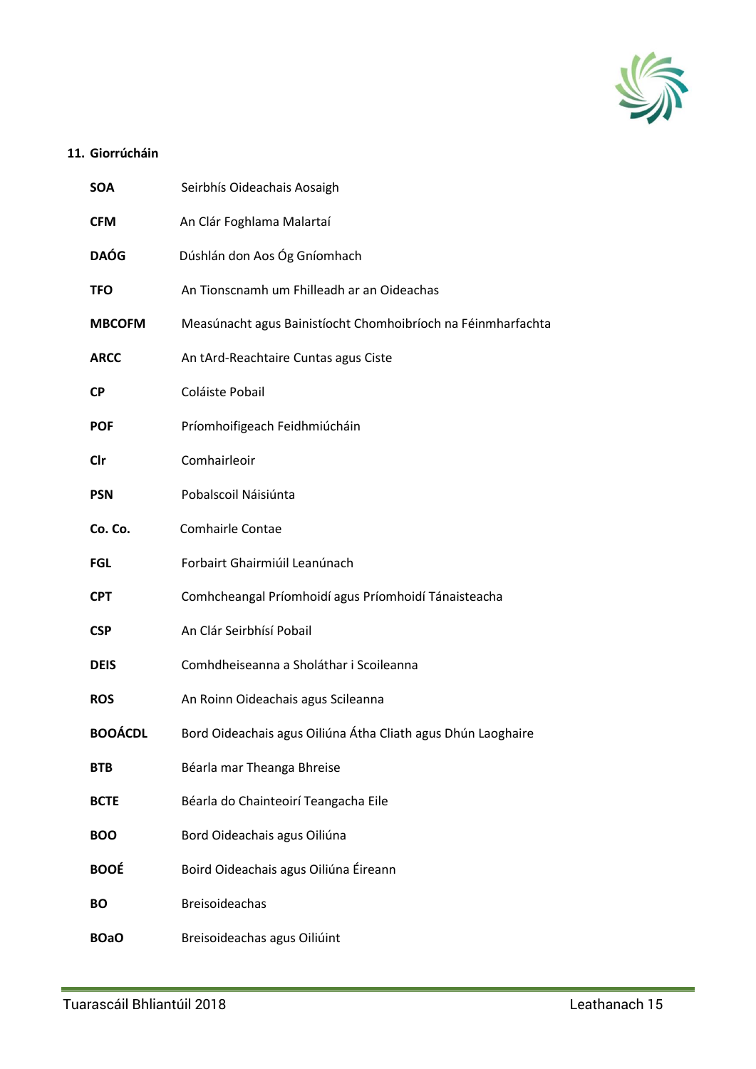## 11. Giorrúcháin

| | |
|---|---|
| **SOA** | Seirbhís Oideachais Aosaigh |
| **CFM** | An Clár Foghlama Malartaí |
| **DAÓG** | Dúshlán don Aos Óg Gníomhach |
| **TFO** | An Tionscnamh um Fhilleadh ar an Oideachas |
| **MBCOFM** | Measúnacht agus Bainistíocht Chomhoibríoch na Féinmharfachta |
| **ARCC** | An tArd-Reachtaire Cuntas agus Ciste |
| **CP** | Coláiste Pobail |
| **POF** | Príomhoifigeach Feidhmiúcháin |
| **Clr** | Comhairleoir |
| **PSN** | Pobalscoil Náisiúnta |
| **Co. Co.** | Comhairle Contae |
| **FGL** | Forbairt Ghairmiúil Leanúnach |
| **CPT** | Comhcheangal Príomhoidí agus Príomhoidí Tánaisteacha |
| **CSP** | An Clár Seirbhísí Pobail |
| **DEIS** | Comhdheiseanna a Sholáthar i Scoileanna |
| **ROS** | An Roinn Oideachais agus Scileanna |
| **BOOÁCDL** | Bord Oideachais agus Oiliúna Átha Cliath agus Dhún Laoghaire |
| **BTB** | Béarla mar Theanga Bhreise |
| **BCTE** | Béarla do Chainteoirí Teangacha Eile |
| **BOO** | Bord Oideachais agus Oiliúna |
| **BOOÉ** | Boird Oideachais agus Oiliúna Éireann |
| **BO** | Breisoideachas |
| **BOaO** | Breisoideachas agus Oiliúint |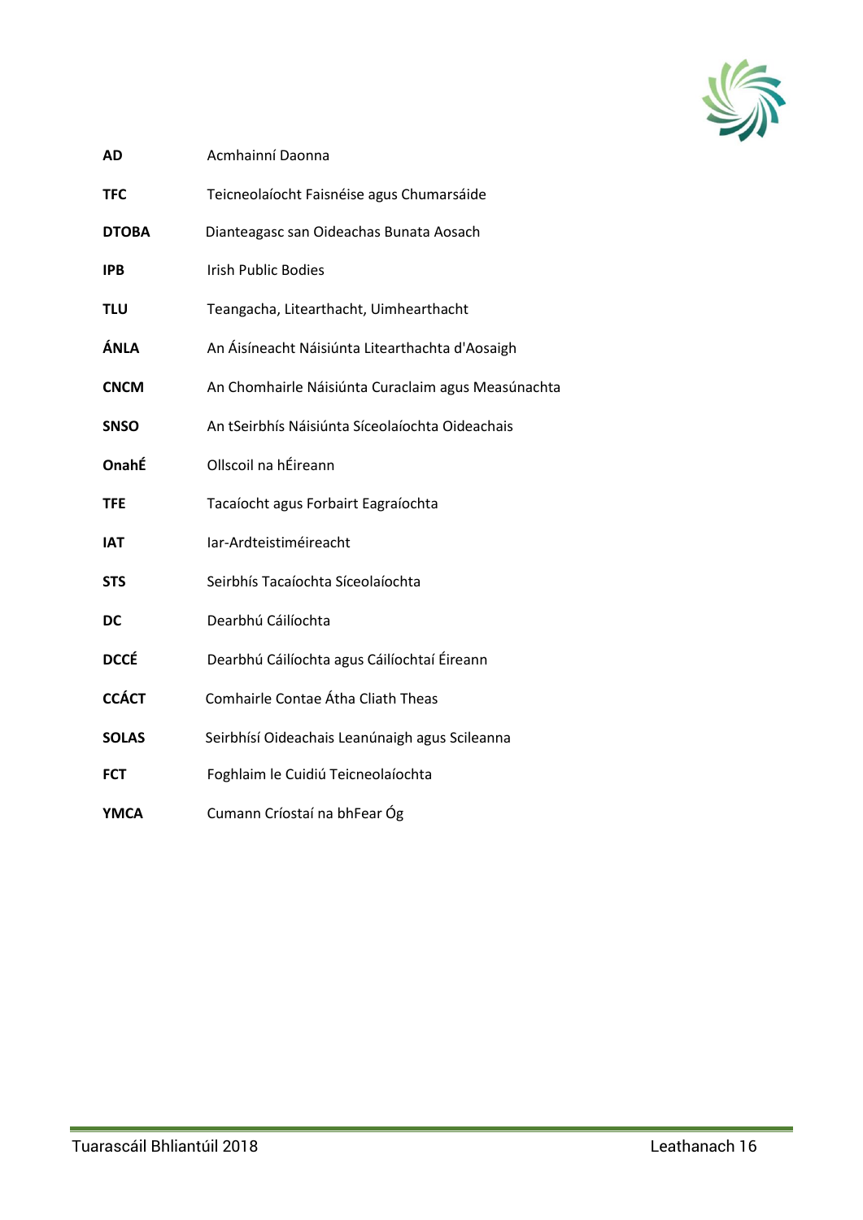| | |
|---|---|
| **AD** | Acmhainní Daonna |
| **TFC** | Teicneolaíocht Faisnéise agus Chumarsáide |
| **DTOBA** | Dianteagasc san Oideachas Bunata Aosach |
| **IPB** | Irish Public Bodies |
| **TLU** | Teangacha, Litearthacht, Uimhearthacht |
| **ÁNLA** | An Áisíneacht Náisiúnta Litearthachta d'Aosaigh |
| **CNCM** | An Chomhairle Náisiúnta Curaclaim agus Measúnachta |
| **SNSO** | An tSeirbhís Náisiúnta Síceolaíochta Oideachais |
| **OnahÉ** | Ollscoil na hÉireann |
| **TFE** | Tacaíocht agus Forbairt Eagraíochta |
| **IAT** | Iar-Ardteistiméireacht |
| **STS** | Seirbhís Tacaíochta Síceolaíochta |
| **DC** | Dearbhú Cáilíochta |
| **DCCÉ** | Dearbhú Cáilíochta agus Cáilíochtaí Éireann |
| **CCÁCT** | Comhairle Contae Átha Cliath Theas |
| **SOLAS** | Seirbhísí Oideachais Leanúnaigh agus Scileanna |
| **FCT** | Foghlaim le Cuidiú Teicneolaíochta |
| **YMCA** | Cumann Críostaí na bhFear Óg |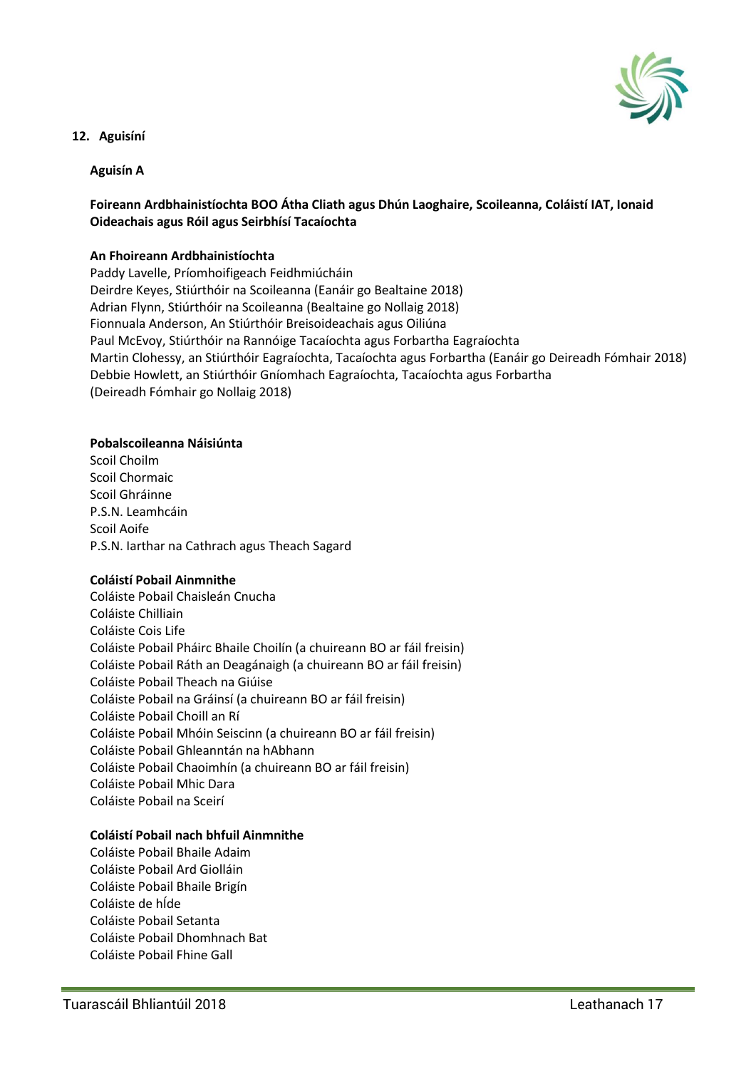## 12. Aguisíní

### Aguisín A

**Foireann Ardbhainistíochta BOO Átha Cliath agus Dhún Laoghaire, Scoileanna, Coláistí IAT, Ionaid Oideachais agus Róil agus Seirbhísí Tacaíochta**

**An Fhoireann Ardbhainistíochta**
Paddy Lavelle, Príomhoifigeach Feidhmiúcháin
Deirdre Keyes, Stiúrthóir na Scoileanna (Eanáir go Bealtaine 2018)
Adrian Flynn, Stiúrthóir na Scoileanna (Bealtaine go Nollaig 2018)
Fionnuala Anderson, An Stiúrthóir Breisoideachais agus Oiliúna
Paul McEvoy, Stiúrthóir na Rannóige Tacaíochta agus Forbartha Eagraíochta
Martin Clohessy, an Stiúrthóir Eagraíochta, Tacaíochta agus Forbartha (Eanáir go Deireadh Fómhair 2018)
Debbie Howlett, an Stiúrthóir Gníomhach Eagraíochta, Tacaíochta agus Forbartha
(Deireadh Fómhair go Nollaig 2018)

**Pobalscoileanna Náisiúnta**
Scoil Choilm
Scoil Chormaic
Scoil Ghráinne
P.S.N. Leamhcáin
Scoil Aoife
P.S.N. Iarthar na Cathrach agus Theach Sagard

**Coláistí Pobail Ainmnithe**
Coláiste Pobail Chaisleán Cnucha
Coláiste Chilliain
Coláiste Cois Life
Coláiste Pobail Pháirc Bhaile Choilín (a chuireann BO ar fáil freisin)
Coláiste Pobail Ráth an Deagánaigh (a chuireann BO ar fáil freisin)
Coláiste Pobail Theach na Giúise
Coláiste Pobail na Gráinsí (a chuireann BO ar fáil freisin)
Coláiste Pobail Choill an Rí
Coláiste Pobail Mhóin Seiscinn (a chuireann BO ar fáil freisin)
Coláiste Pobail Ghleanntán na hAbhann
Coláiste Pobail Chaoimhín (a chuireann BO ar fáil freisin)
Coláiste Pobail Mhic Dara
Coláiste Pobail na Sceirí

**Coláistí Pobail nach bhfuil Ainmnithe**
Coláiste Pobail Bhaile Adaim
Coláiste Pobail Ard Giolláin
Coláiste Pobail Bhaile Brigín
Coláiste de hÍde
Coláiste Pobail Setanta
Coláiste Pobail Dhomhnach Bat
Coláiste Pobail Fhine Gall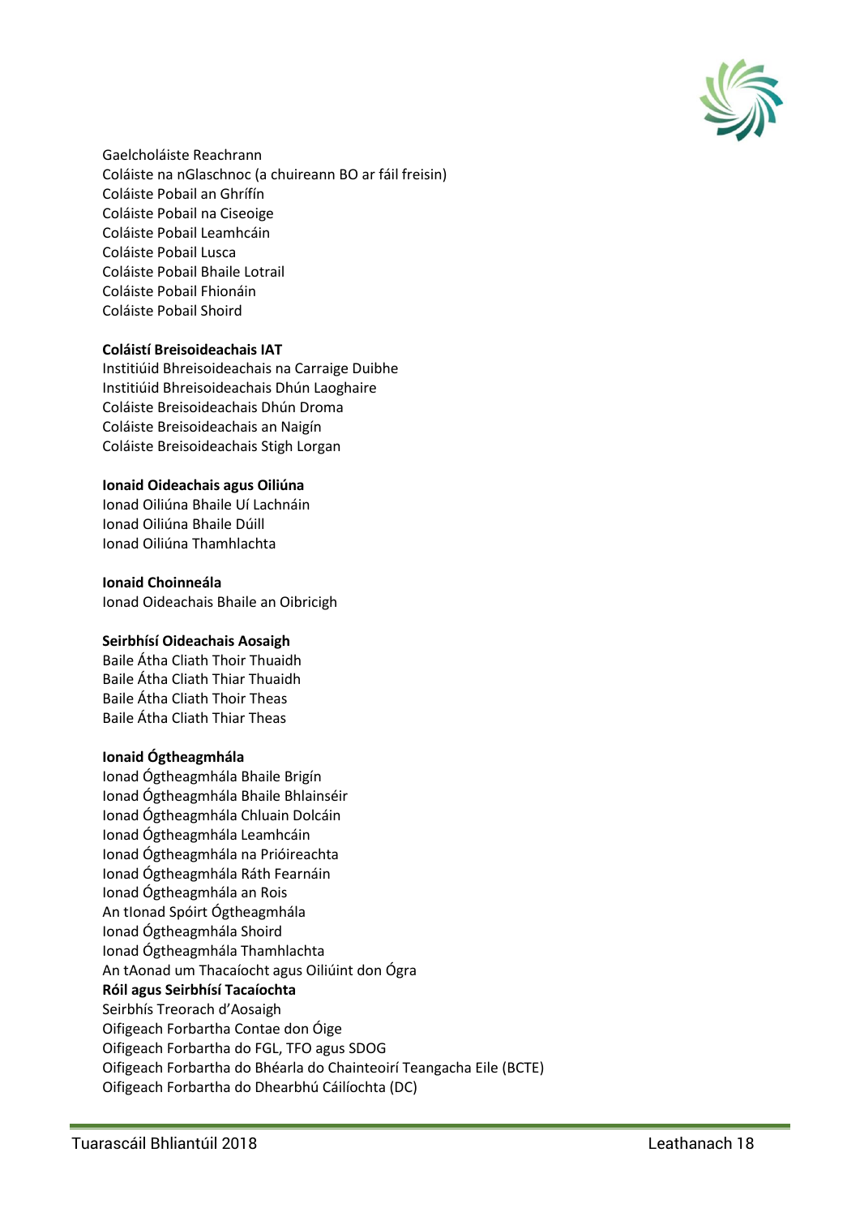Gaelcholáiste Reachrann
Coláiste na nGlaschnoc (a chuireann BO ar fáil freisin)
Coláiste Pobail an Ghrífín
Coláiste Pobail na Ciseoige
Coláiste Pobail Leamhcáin
Coláiste Pobail Lusca
Coláiste Pobail Bhaile Lotrail
Coláiste Pobail Fhionáin
Coláiste Pobail Shoird

**Coláistí Breisoideachais IAT**
Institiúid Bhreisoideachais na Carraige Duibhe
Institiúid Bhreisoideachais Dhún Laoghaire
Coláiste Breisoideachais Dhún Droma
Coláiste Breisoideachais an Naigín
Coláiste Breisoideachais Stigh Lorgan

**Ionaid Oideachais agus Oiliúna**
Ionad Oiliúna Bhaile Uí Lachnáin
Ionad Oiliúna Bhaile Dúill
Ionad Oiliúna Thamhlachta

**Ionaid Choinneála**
Ionad Oideachais Bhaile an Oibricigh

**Seirbhísí Oideachais Aosaigh**
Baile Átha Cliath Thoir Thuaidh
Baile Átha Cliath Thiar Thuaidh
Baile Átha Cliath Thoir Theas
Baile Átha Cliath Thiar Theas

**Ionaid Ógtheagmhála**
Ionad Ógtheagmhála Bhaile Brigín
Ionad Ógtheagmhála Bhaile Bhlainséir
Ionad Ógtheagmhála Chluain Dolcáin
Ionad Ógtheagmhála Leamhcáin
Ionad Ógtheagmhála na Prióireachta
Ionad Ógtheagmhála Ráth Fearnáin
Ionad Ógtheagmhála an Rois
An tIonad Spóirt Ógtheagmhála
Ionad Ógtheagmhála Shoird
Ionad Ógtheagmhála Thamhlachta
An tAonad um Thacaíocht agus Oiliúint don Ógra

**Róil agus Seirbhísí Tacaíochta**
Seirbhís Treorach d'Aosaigh
Oifigeach Forbartha Contae don Óige
Oifigeach Forbartha do FGL, TFO agus SDOG
Oifigeach Forbartha do Bhéarla do Chainteoirí Teangacha Eile (BCTE)
Oifigeach Forbartha do Dhearbhú Cáilíochta (DC)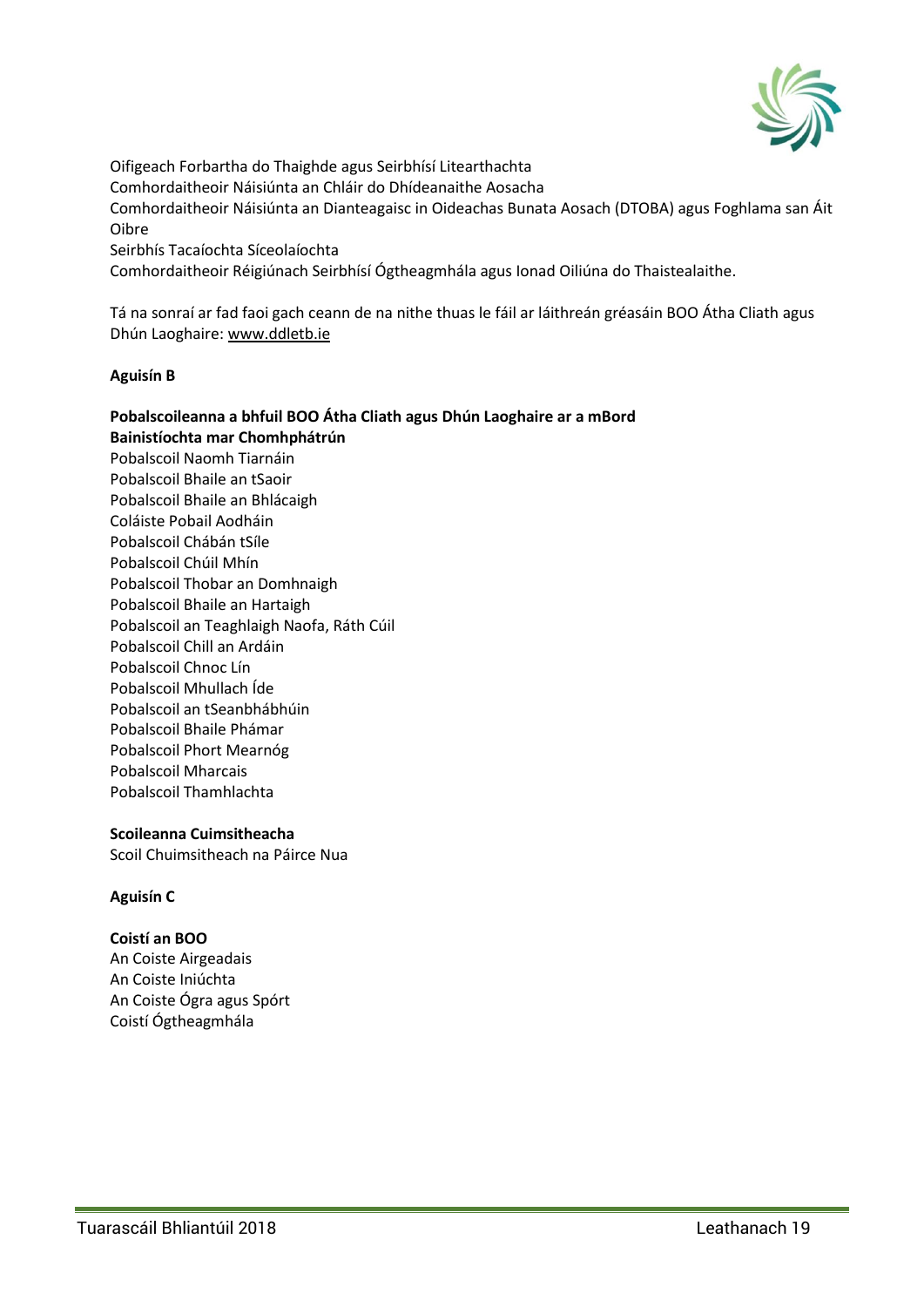Oifigeach Forbartha do Thaighde agus Seirbhísí Litearthachta
Comhordaitheoir Náisiúnta an Chláir do Dhídeanaithe Aosacha
Comhordaitheoir Náisiúnta an Dianteagaisc in Oideachas Bunata Aosach (DTOBA) agus Foghlama san Áit Oibre
Seirbhís Tacaíochta Síceolaíochta
Comhordaitheoir Réigiúnach Seirbhísí Ógtheagmhála agus Ionad Oiliúna do Thaistealaithe.

Tá na sonraí ar fad faoi gach ceann de na nithe thuas le fáil ar láithreán gréasáin BOO Átha Cliath agus Dhún Laoghaire: www.ddletb.ie

**Aguisín B**

**Pobalscoileanna a bhfuil BOO Átha Cliath agus Dhún Laoghaire ar a mBord Bainistíochta mar Chomhphátrún**

Pobalscoil Naomh Tiarnáin
Pobalscoil Bhaile an tSaoir
Pobalscoil Bhaile an Bhlácaigh
Coláiste Pobail Aodháin
Pobalscoil Chábán tSíle
Pobalscoil Chúil Mhín
Pobalscoil Thobar an Domhnaigh
Pobalscoil Bhaile an Hartaigh
Pobalscoil an Teaghlaigh Naofa, Ráth Cúil
Pobalscoil Chill an Ardáin
Pobalscoil Chnoc Lín
Pobalscoil Mhullach Íde
Pobalscoil an tSeanbhábhúin
Pobalscoil Bhaile Phámar
Pobalscoil Phort Mearnóg
Pobalscoil Mharcais
Pobalscoil Thamhlachta

**Scoileanna Cuimsitheacha**

Scoil Chuimsitheach na Páirce Nua

**Aguisín C**

**Coistí an BOO**

An Coiste Airgeadais
An Coiste Iniúchta
An Coiste Ógra agus Spórt
Coistí Ógtheagmhála